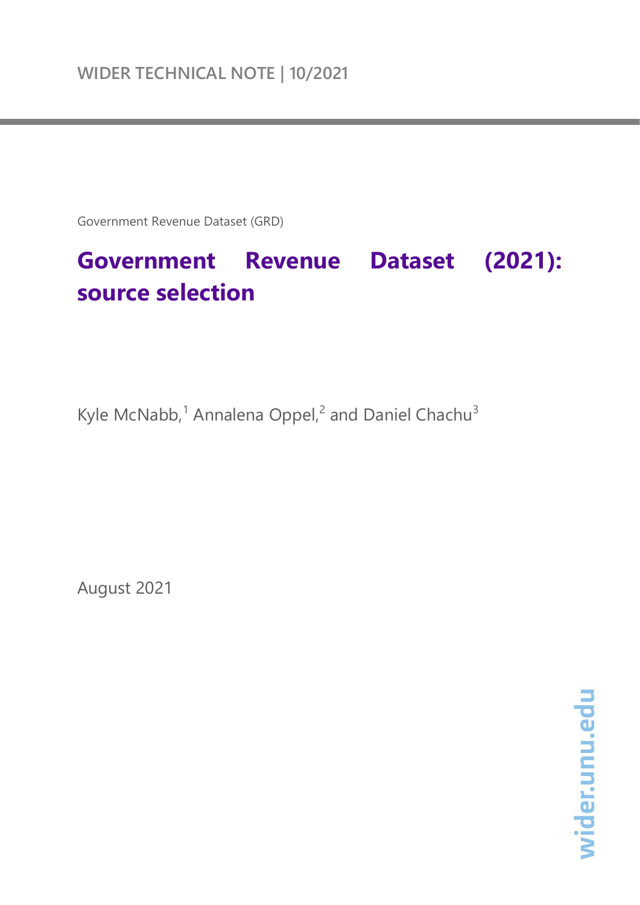WIDER TECHNICAL NOTE | 10/2021

Government Revenue Dataset (GRD)

# Government Revenue Dataset (2021): source selection

Kyle McNabb,[1] Annalena Oppel,[2] and Daniel Chachu[3]

August 2021

wider.unu.edu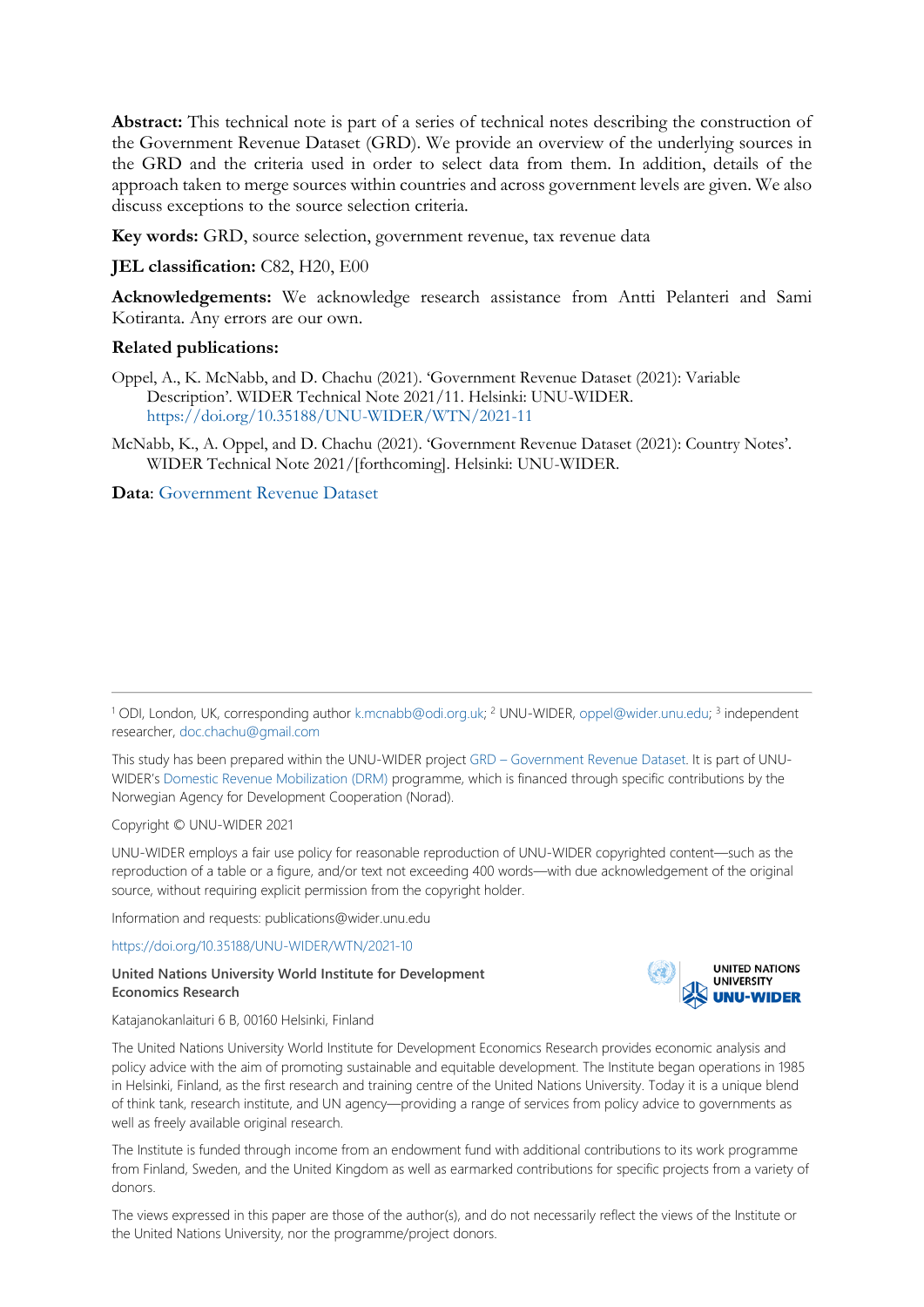**Abstract:** This technical note is part of a series of technical notes describing the construction of the Government Revenue Dataset (GRD). We provide an overview of the underlying sources in the GRD and the criteria used in order to select data from them. In addition, details of the approach taken to merge sources within countries and across government levels are given. We also discuss exceptions to the source selection criteria.

**Key words:** GRD, source selection, government revenue, tax revenue data

**JEL classification:** C82, H20, E00

**Acknowledgements:** We acknowledge research assistance from Antti Pelanteri and Sami Kotiranta. Any errors are our own.

**Related publications:**

Oppel, A., K. McNabb, and D. Chachu (2021). 'Government Revenue Dataset (2021): Variable Description'. WIDER Technical Note 2021/11. Helsinki: UNU-WIDER. https://doi.org/10.35188/UNU-WIDER/WTN/2021-11

McNabb, K., A. Oppel, and D. Chachu (2021). 'Government Revenue Dataset (2021): Country Notes'. WIDER Technical Note 2021/[forthcoming]. Helsinki: UNU-WIDER.

**Data**: Government Revenue Dataset

---

[1] ODI, London, UK, corresponding author k.mcnabb@odi.org.uk; [2] UNU-WIDER, oppel@wider.unu.edu; [3] independent researcher, doc.chachu@gmail.com

This study has been prepared within the UNU-WIDER project GRD – Government Revenue Dataset. It is part of UNU-WIDER's Domestic Revenue Mobilization (DRM) programme, which is financed through specific contributions by the Norwegian Agency for Development Cooperation (Norad).

Copyright © UNU-WIDER 2021

UNU-WIDER employs a fair use policy for reasonable reproduction of UNU-WIDER copyrighted content—such as the reproduction of a table or a figure, and/or text not exceeding 400 words—with due acknowledgement of the original source, without requiring explicit permission from the copyright holder.

Information and requests: publications@wider.unu.edu

https://doi.org/10.35188/UNU-WIDER/WTN/2021-10

**United Nations University World Institute for Development Economics Research**

Katajanokanlaituri 6 B, 00160 Helsinki, Finland

The United Nations University World Institute for Development Economics Research provides economic analysis and policy advice with the aim of promoting sustainable and equitable development. The Institute began operations in 1985 in Helsinki, Finland, as the first research and training centre of the United Nations University. Today it is a unique blend of think tank, research institute, and UN agency—providing a range of services from policy advice to governments as well as freely available original research.

The Institute is funded through income from an endowment fund with additional contributions to its work programme from Finland, Sweden, and the United Kingdom as well as earmarked contributions for specific projects from a variety of donors.

The views expressed in this paper are those of the author(s), and do not necessarily reflect the views of the Institute or the United Nations University, nor the programme/project donors.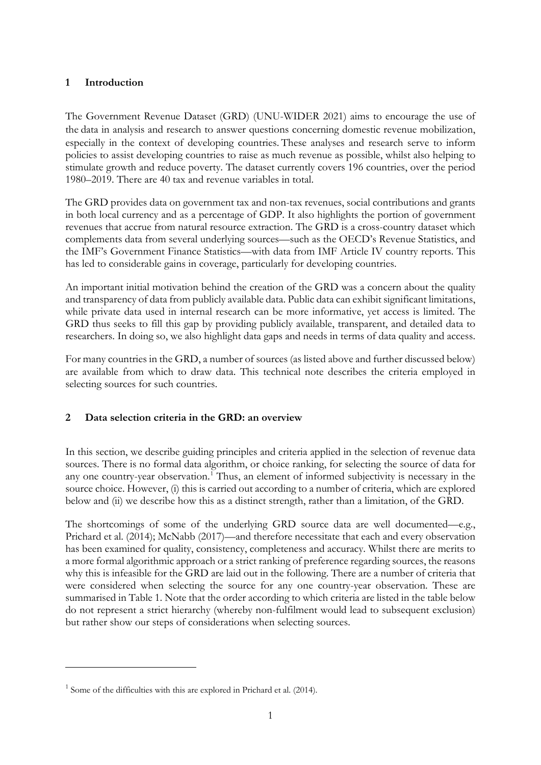## 1 Introduction

The Government Revenue Dataset (GRD) (UNU-WIDER 2021) aims to encourage the use of the data in analysis and research to answer questions concerning domestic revenue mobilization, especially in the context of developing countries. These analyses and research serve to inform policies to assist developing countries to raise as much revenue as possible, whilst also helping to stimulate growth and reduce poverty. The dataset currently covers 196 countries, over the period 1980–2019. There are 40 tax and revenue variables in total.

The GRD provides data on government tax and non-tax revenues, social contributions and grants in both local currency and as a percentage of GDP. It also highlights the portion of government revenues that accrue from natural resource extraction. The GRD is a cross-country dataset which complements data from several underlying sources—such as the OECD's Revenue Statistics, and the IMF's Government Finance Statistics—with data from IMF Article IV country reports. This has led to considerable gains in coverage, particularly for developing countries.

An important initial motivation behind the creation of the GRD was a concern about the quality and transparency of data from publicly available data. Public data can exhibit significant limitations, while private data used in internal research can be more informative, yet access is limited. The GRD thus seeks to fill this gap by providing publicly available, transparent, and detailed data to researchers. In doing so, we also highlight data gaps and needs in terms of data quality and access.

For many countries in the GRD, a number of sources (as listed above and further discussed below) are available from which to draw data. This technical note describes the criteria employed in selecting sources for such countries.

## 2 Data selection criteria in the GRD: an overview

In this section, we describe guiding principles and criteria applied in the selection of revenue data sources. There is no formal data algorithm, or choice ranking, for selecting the source of data for any one country-year observation.[1] Thus, an element of informed subjectivity is necessary in the source choice. However, (i) this is carried out according to a number of criteria, which are explored below and (ii) we describe how this as a distinct strength, rather than a limitation, of the GRD.

The shortcomings of some of the underlying GRD source data are well documented—e.g., Prichard et al. (2014); McNabb (2017)—and therefore necessitate that each and every observation has been examined for quality, consistency, completeness and accuracy. Whilst there are merits to a more formal algorithmic approach or a strict ranking of preference regarding sources, the reasons why this is infeasible for the GRD are laid out in the following. There are a number of criteria that were considered when selecting the source for any one country-year observation. These are summarised in Table 1. Note that the order according to which criteria are listed in the table below do not represent a strict hierarchy (whereby non-fulfilment would lead to subsequent exclusion) but rather show our steps of considerations when selecting sources.

---

[1] Some of the difficulties with this are explored in Prichard et al. (2014).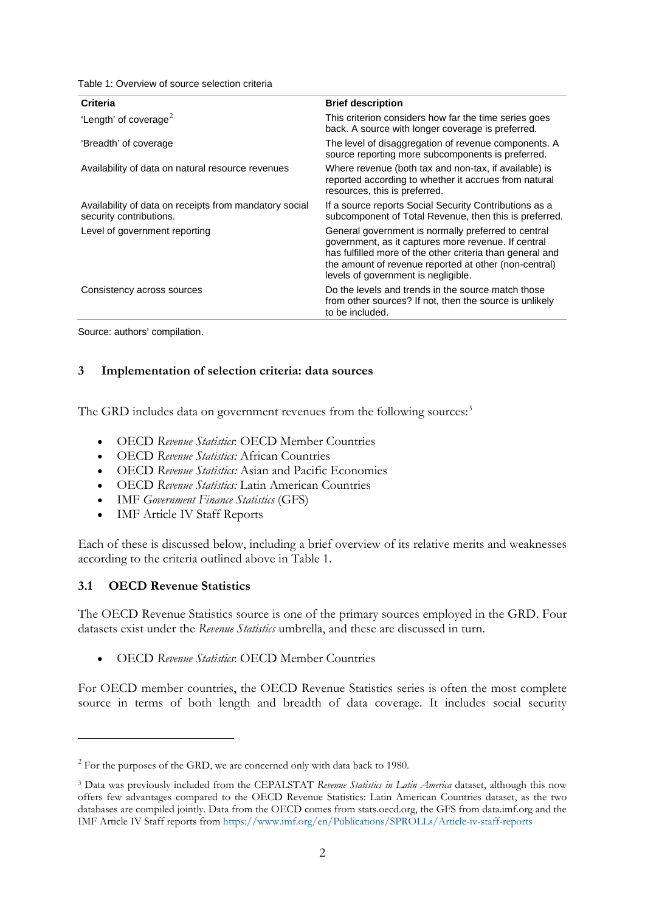Table 1: Overview of source selection criteria

| Criteria | Brief description |
| --- | --- |
| 'Length' of coverage[2] | This criterion considers how far the time series goes back. A source with longer coverage is preferred. |
| 'Breadth' of coverage | The level of disaggregation of revenue components. A source reporting more subcomponents is preferred. |
| Availability of data on natural resource revenues | Where revenue (both tax and non-tax, if available) is reported according to whether it accrues from natural resources, this is preferred. |
| Availability of data on receipts from mandatory social security contributions. | If a source reports Social Security Contributions as a subcomponent of Total Revenue, then this is preferred. |
| Level of government reporting | General government is normally preferred to central government, as it captures more revenue. If central has fulfilled more of the other criteria than general and the amount of revenue reported at other (non-central) levels of government is negligible. |
| Consistency across sources | Do the levels and trends in the source match those from other sources? If not, then the source is unlikely to be included. |

Source: authors' compilation.

## 3 Implementation of selection criteria: data sources

The GRD includes data on government revenues from the following sources:[3]

- OECD *Revenue Statistics*: OECD Member Countries
- OECD *Revenue Statistics:* African Countries
- OECD *Revenue Statistics:* Asian and Pacific Economies
- OECD *Revenue Statistics:* Latin American Countries
- IMF *Government Finance Statistics* (GFS)
- IMF Article IV Staff Reports

Each of these is discussed below, including a brief overview of its relative merits and weaknesses according to the criteria outlined above in Table 1.

### 3.1 OECD Revenue Statistics

The OECD Revenue Statistics source is one of the primary sources employed in the GRD. Four datasets exist under the *Revenue Statistics* umbrella, and these are discussed in turn.

- OECD *Revenue Statistics*: OECD Member Countries

For OECD member countries, the OECD Revenue Statistics series is often the most complete source in terms of both length and breadth of data coverage. It includes social security

---

[2] For the purposes of the GRD, we are concerned only with data back to 1980.

[3] Data was previously included from the CEPALSTAT *Revenue Statistics in Latin America* dataset, although this now offers few advantages compared to the OECD Revenue Statistics: Latin American Countries dataset, as the two databases are compiled jointly. Data from the OECD comes from stats.oecd.org, the GFS from data.imf.org and the IMF Article IV Staff reports from https://www.imf.org/en/Publications/SPROLLs/Article-iv-staff-reports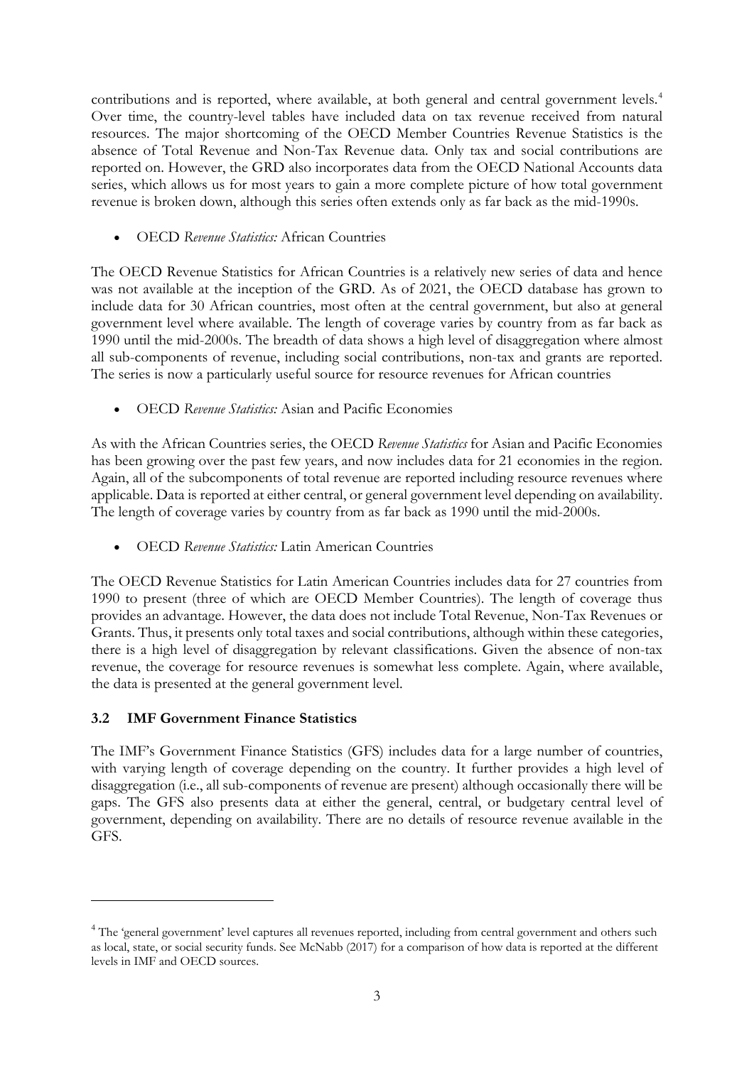contributions and is reported, where available, at both general and central government levels.[4] Over time, the country-level tables have included data on tax revenue received from natural resources. The major shortcoming of the OECD Member Countries Revenue Statistics is the absence of Total Revenue and Non-Tax Revenue data. Only tax and social contributions are reported on. However, the GRD also incorporates data from the OECD National Accounts data series, which allows us for most years to gain a more complete picture of how total government revenue is broken down, although this series often extends only as far back as the mid-1990s.

- OECD *Revenue Statistics:* African Countries

The OECD Revenue Statistics for African Countries is a relatively new series of data and hence was not available at the inception of the GRD. As of 2021, the OECD database has grown to include data for 30 African countries, most often at the central government, but also at general government level where available. The length of coverage varies by country from as far back as 1990 until the mid-2000s. The breadth of data shows a high level of disaggregation where almost all sub-components of revenue, including social contributions, non-tax and grants are reported. The series is now a particularly useful source for resource revenues for African countries

- OECD *Revenue Statistics:* Asian and Pacific Economies

As with the African Countries series, the OECD *Revenue Statistics* for Asian and Pacific Economies has been growing over the past few years, and now includes data for 21 economies in the region. Again, all of the subcomponents of total revenue are reported including resource revenues where applicable. Data is reported at either central, or general government level depending on availability. The length of coverage varies by country from as far back as 1990 until the mid-2000s.

- OECD *Revenue Statistics:* Latin American Countries

The OECD Revenue Statistics for Latin American Countries includes data for 27 countries from 1990 to present (three of which are OECD Member Countries). The length of coverage thus provides an advantage. However, the data does not include Total Revenue, Non-Tax Revenues or Grants. Thus, it presents only total taxes and social contributions, although within these categories, there is a high level of disaggregation by relevant classifications. Given the absence of non-tax revenue, the coverage for resource revenues is somewhat less complete. Again, where available, the data is presented at the general government level.

### 3.2 IMF Government Finance Statistics

The IMF's Government Finance Statistics (GFS) includes data for a large number of countries, with varying length of coverage depending on the country. It further provides a high level of disaggregation (i.e., all sub-components of revenue are present) although occasionally there will be gaps. The GFS also presents data at either the general, central, or budgetary central level of government, depending on availability. There are no details of resource revenue available in the GFS.

---

[4] The 'general government' level captures all revenues reported, including from central government and others such as local, state, or social security funds. See McNabb (2017) for a comparison of how data is reported at the different levels in IMF and OECD sources.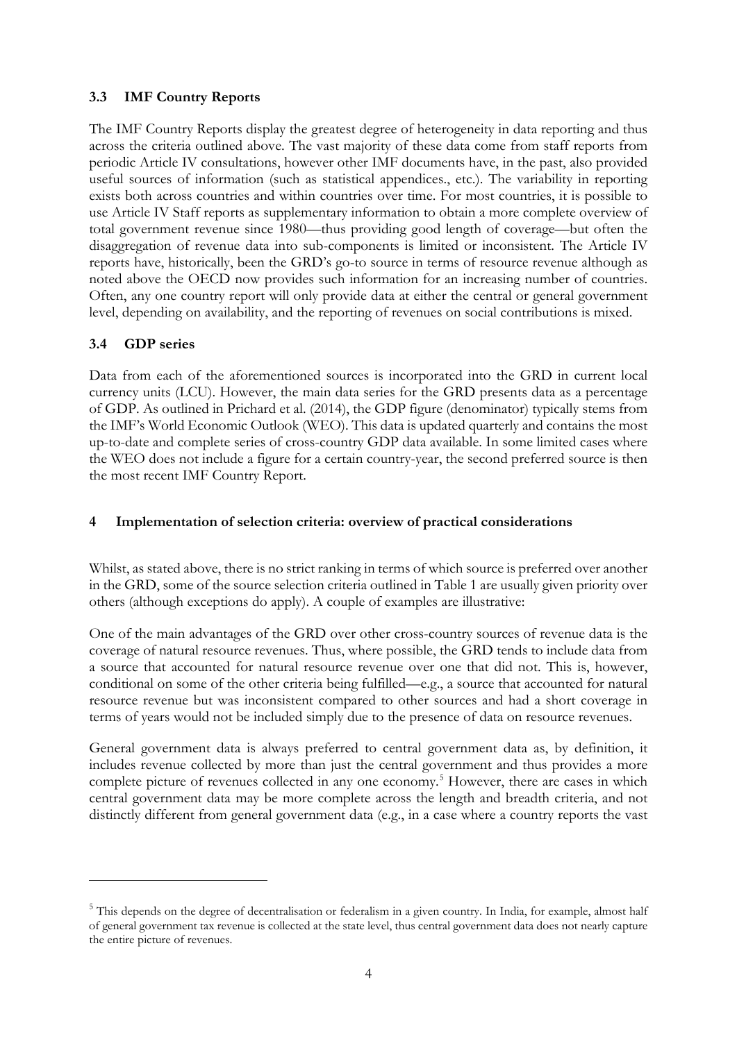### 3.3 IMF Country Reports

The IMF Country Reports display the greatest degree of heterogeneity in data reporting and thus across the criteria outlined above. The vast majority of these data come from staff reports from periodic Article IV consultations, however other IMF documents have, in the past, also provided useful sources of information (such as statistical appendices., etc.). The variability in reporting exists both across countries and within countries over time. For most countries, it is possible to use Article IV Staff reports as supplementary information to obtain a more complete overview of total government revenue since 1980—thus providing good length of coverage—but often the disaggregation of revenue data into sub-components is limited or inconsistent. The Article IV reports have, historically, been the GRD's go-to source in terms of resource revenue although as noted above the OECD now provides such information for an increasing number of countries. Often, any one country report will only provide data at either the central or general government level, depending on availability, and the reporting of revenues on social contributions is mixed.

### 3.4 GDP series

Data from each of the aforementioned sources is incorporated into the GRD in current local currency units (LCU). However, the main data series for the GRD presents data as a percentage of GDP. As outlined in Prichard et al. (2014), the GDP figure (denominator) typically stems from the IMF's World Economic Outlook (WEO). This data is updated quarterly and contains the most up-to-date and complete series of cross-country GDP data available. In some limited cases where the WEO does not include a figure for a certain country-year, the second preferred source is then the most recent IMF Country Report.

## 4 Implementation of selection criteria: overview of practical considerations

Whilst, as stated above, there is no strict ranking in terms of which source is preferred over another in the GRD, some of the source selection criteria outlined in Table 1 are usually given priority over others (although exceptions do apply). A couple of examples are illustrative:

One of the main advantages of the GRD over other cross-country sources of revenue data is the coverage of natural resource revenues. Thus, where possible, the GRD tends to include data from a source that accounted for natural resource revenue over one that did not. This is, however, conditional on some of the other criteria being fulfilled—e.g., a source that accounted for natural resource revenue but was inconsistent compared to other sources and had a short coverage in terms of years would not be included simply due to the presence of data on resource revenues.

General government data is always preferred to central government data as, by definition, it includes revenue collected by more than just the central government and thus provides a more complete picture of revenues collected in any one economy.[5] However, there are cases in which central government data may be more complete across the length and breadth criteria, and not distinctly different from general government data (e.g., in a case where a country reports the vast

[5] This depends on the degree of decentralisation or federalism in a given country. In India, for example, almost half of general government tax revenue is collected at the state level, thus central government data does not nearly capture the entire picture of revenues.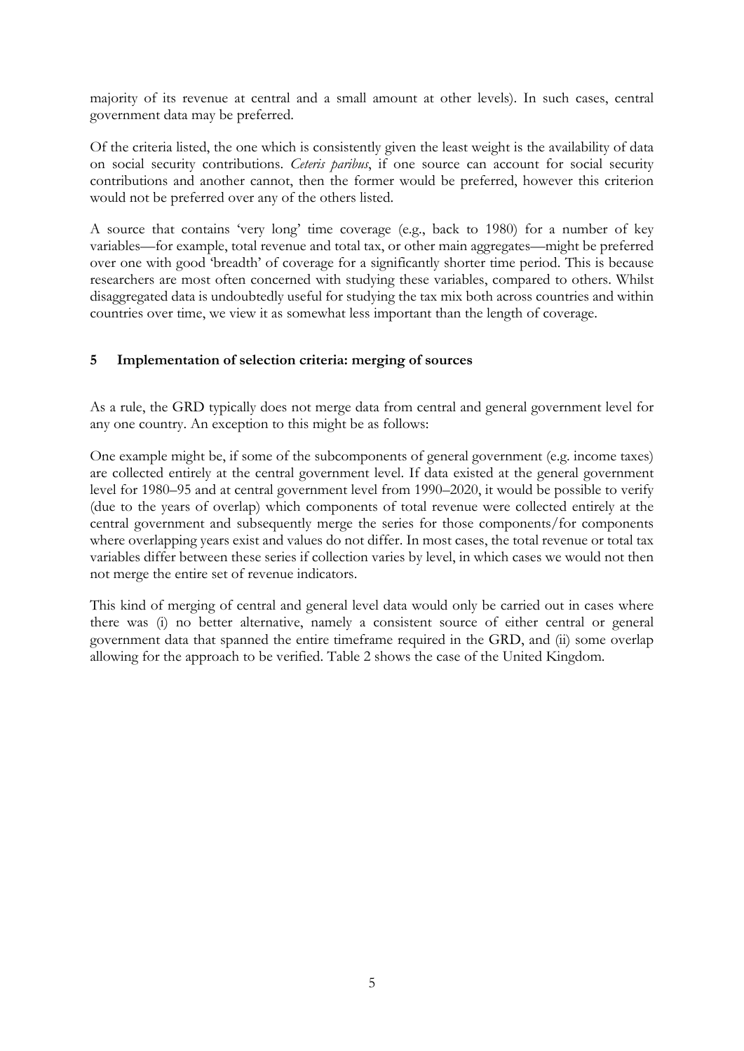majority of its revenue at central and a small amount at other levels). In such cases, central government data may be preferred.

Of the criteria listed, the one which is consistently given the least weight is the availability of data on social security contributions. *Ceteris paribus*, if one source can account for social security contributions and another cannot, then the former would be preferred, however this criterion would not be preferred over any of the others listed.

A source that contains 'very long' time coverage (e.g., back to 1980) for a number of key variables—for example, total revenue and total tax, or other main aggregates—might be preferred over one with good 'breadth' of coverage for a significantly shorter time period. This is because researchers are most often concerned with studying these variables, compared to others. Whilst disaggregated data is undoubtedly useful for studying the tax mix both across countries and within countries over time, we view it as somewhat less important than the length of coverage.

## 5 Implementation of selection criteria: merging of sources

As a rule, the GRD typically does not merge data from central and general government level for any one country. An exception to this might be as follows:

One example might be, if some of the subcomponents of general government (e.g. income taxes) are collected entirely at the central government level. If data existed at the general government level for 1980–95 and at central government level from 1990–2020, it would be possible to verify (due to the years of overlap) which components of total revenue were collected entirely at the central government and subsequently merge the series for those components/for components where overlapping years exist and values do not differ. In most cases, the total revenue or total tax variables differ between these series if collection varies by level, in which cases we would not then not merge the entire set of revenue indicators.

This kind of merging of central and general level data would only be carried out in cases where there was (i) no better alternative, namely a consistent source of either central or general government data that spanned the entire timeframe required in the GRD, and (ii) some overlap allowing for the approach to be verified. Table 2 shows the case of the United Kingdom.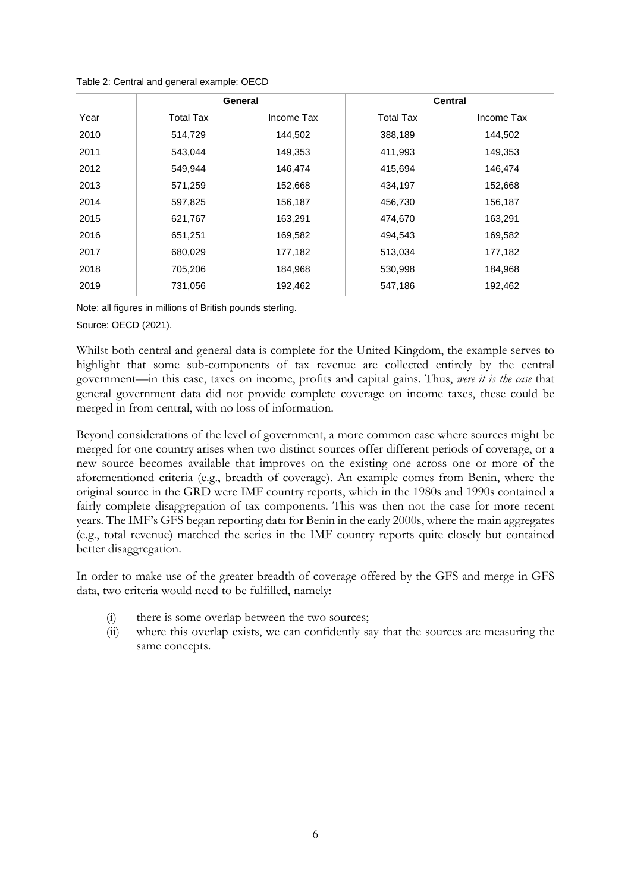Table 2: Central and general example: OECD

| | General | | Central | |
|---|---|---|---|---|
| Year | Total Tax | Income Tax | Total Tax | Income Tax |
| 2010 | 514,729 | 144,502 | 388,189 | 144,502 |
| 2011 | 543,044 | 149,353 | 411,993 | 149,353 |
| 2012 | 549,944 | 146,474 | 415,694 | 146,474 |
| 2013 | 571,259 | 152,668 | 434,197 | 152,668 |
| 2014 | 597,825 | 156,187 | 456,730 | 156,187 |
| 2015 | 621,767 | 163,291 | 474,670 | 163,291 |
| 2016 | 651,251 | 169,582 | 494,543 | 169,582 |
| 2017 | 680,029 | 177,182 | 513,034 | 177,182 |
| 2018 | 705,206 | 184,968 | 530,998 | 184,968 |
| 2019 | 731,056 | 192,462 | 547,186 | 192,462 |

Note: all figures in millions of British pounds sterling.

Source: OECD (2021).

Whilst both central and general data is complete for the United Kingdom, the example serves to highlight that some sub-components of tax revenue are collected entirely by the central government—in this case, taxes on income, profits and capital gains. Thus, *were it is the case* that general government data did not provide complete coverage on income taxes, these could be merged in from central, with no loss of information.

Beyond considerations of the level of government, a more common case where sources might be merged for one country arises when two distinct sources offer different periods of coverage, or a new source becomes available that improves on the existing one across one or more of the aforementioned criteria (e.g., breadth of coverage). An example comes from Benin, where the original source in the GRD were IMF country reports, which in the 1980s and 1990s contained a fairly complete disaggregation of tax components. This was then not the case for more recent years. The IMF's GFS began reporting data for Benin in the early 2000s, where the main aggregates (e.g., total revenue) matched the series in the IMF country reports quite closely but contained better disaggregation.

In order to make use of the greater breadth of coverage offered by the GFS and merge in GFS data, two criteria would need to be fulfilled, namely:

(i) there is some overlap between the two sources;
(ii) where this overlap exists, we can confidently say that the sources are measuring the same concepts.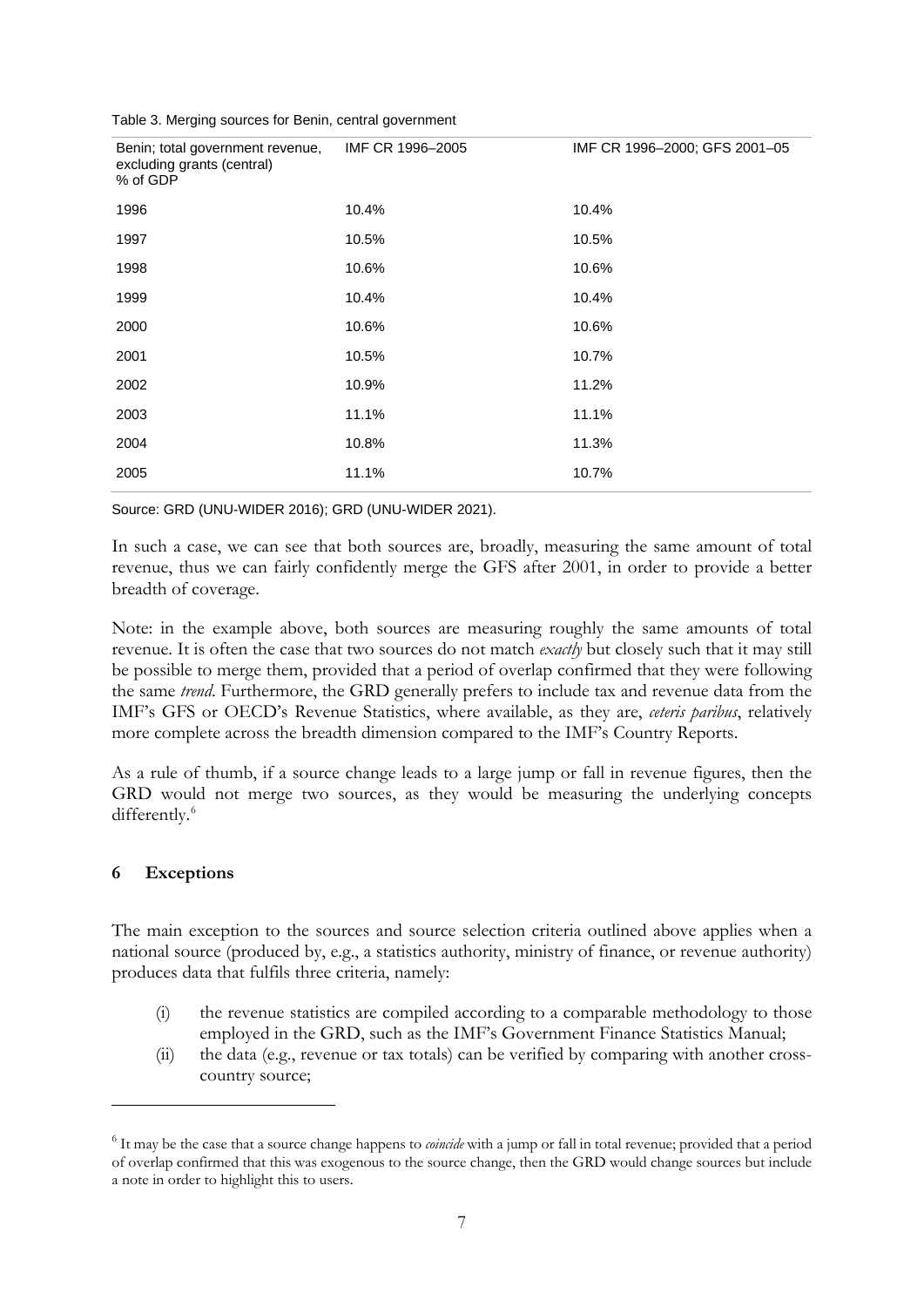Table 3. Merging sources for Benin, central government

| Benin; total government revenue, excluding grants (central) % of GDP | IMF CR 1996–2005 | IMF CR 1996–2000; GFS 2001–05 |
|---|---|---|
| 1996 | 10.4% | 10.4% |
| 1997 | 10.5% | 10.5% |
| 1998 | 10.6% | 10.6% |
| 1999 | 10.4% | 10.4% |
| 2000 | 10.6% | 10.6% |
| 2001 | 10.5% | 10.7% |
| 2002 | 10.9% | 11.2% |
| 2003 | 11.1% | 11.1% |
| 2004 | 10.8% | 11.3% |
| 2005 | 11.1% | 10.7% |

Source: GRD (UNU-WIDER 2016); GRD (UNU-WIDER 2021).

In such a case, we can see that both sources are, broadly, measuring the same amount of total revenue, thus we can fairly confidently merge the GFS after 2001, in order to provide a better breadth of coverage.

Note: in the example above, both sources are measuring roughly the same amounts of total revenue. It is often the case that two sources do not match *exactly* but closely such that it may still be possible to merge them, provided that a period of overlap confirmed that they were following the same *trend*. Furthermore, the GRD generally prefers to include tax and revenue data from the IMF's GFS or OECD's Revenue Statistics, where available, as they are, *ceteris paribus*, relatively more complete across the breadth dimension compared to the IMF's Country Reports.

As a rule of thumb, if a source change leads to a large jump or fall in revenue figures, then the GRD would not merge two sources, as they would be measuring the underlying concepts differently.[6]

## 6 Exceptions

The main exception to the sources and source selection criteria outlined above applies when a national source (produced by, e.g., a statistics authority, ministry of finance, or revenue authority) produces data that fulfils three criteria, namely:

(i) the revenue statistics are compiled according to a comparable methodology to those employed in the GRD, such as the IMF's Government Finance Statistics Manual;
(ii) the data (e.g., revenue or tax totals) can be verified by comparing with another cross-country source;

[6] It may be the case that a source change happens to *coincide* with a jump or fall in total revenue; provided that a period of overlap confirmed that this was exogenous to the source change, then the GRD would change sources but include a note in order to highlight this to users.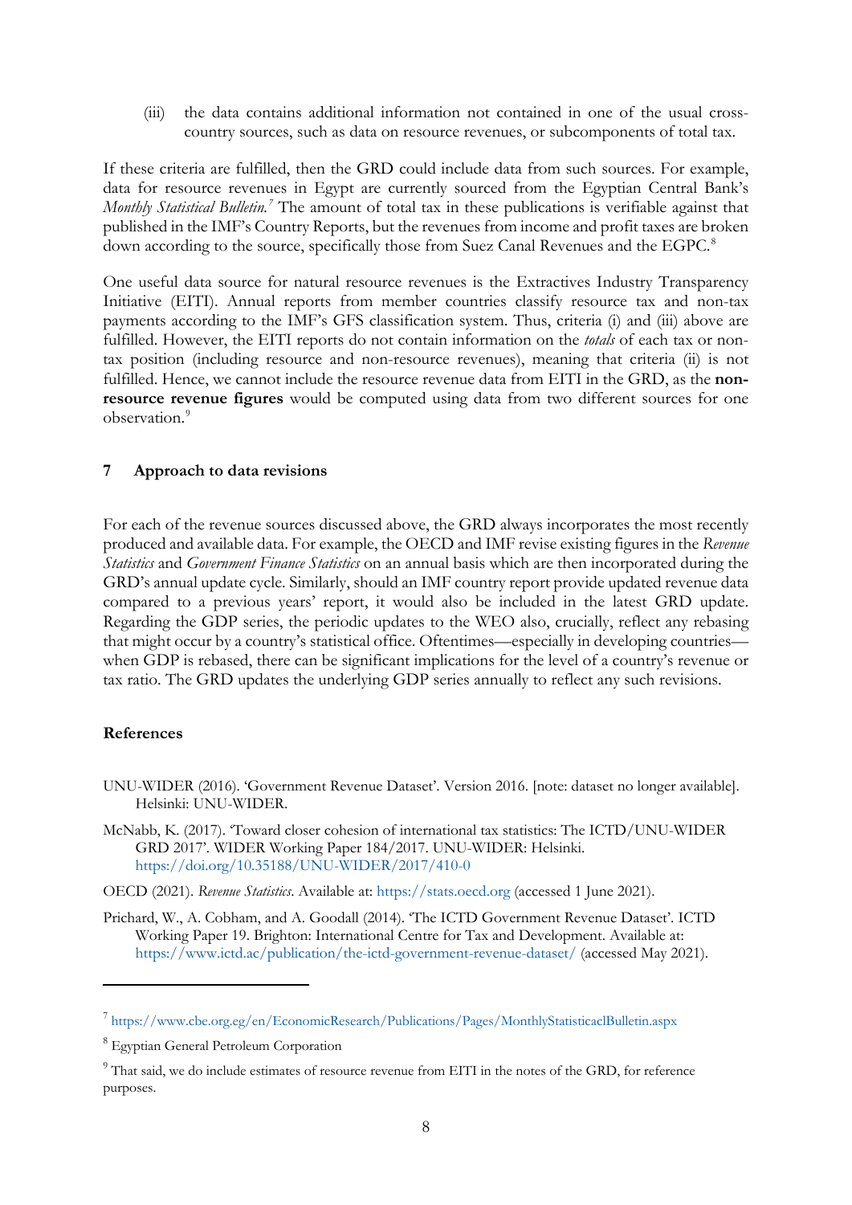(iii) the data contains additional information not contained in one of the usual cross-country sources, such as data on resource revenues, or subcomponents of total tax.

If these criteria are fulfilled, then the GRD could include data from such sources. For example, data for resource revenues in Egypt are currently sourced from the Egyptian Central Bank's *Monthly Statistical Bulletin.*[7] The amount of total tax in these publications is verifiable against that published in the IMF's Country Reports, but the revenues from income and profit taxes are broken down according to the source, specifically those from Suez Canal Revenues and the EGPC.[8]

One useful data source for natural resource revenues is the Extractives Industry Transparency Initiative (EITI). Annual reports from member countries classify resource tax and non-tax payments according to the IMF's GFS classification system. Thus, criteria (i) and (iii) above are fulfilled. However, the EITI reports do not contain information on the *totals* of each tax or non-tax position (including resource and non-resource revenues), meaning that criteria (ii) is not fulfilled. Hence, we cannot include the resource revenue data from EITI in the GRD, as the **non-resource revenue figures** would be computed using data from two different sources for one observation.[9]

## 7 Approach to data revisions

For each of the revenue sources discussed above, the GRD always incorporates the most recently produced and available data. For example, the OECD and IMF revise existing figures in the *Revenue Statistics* and *Government Finance Statistics* on an annual basis which are then incorporated during the GRD's annual update cycle. Similarly, should an IMF country report provide updated revenue data compared to a previous years' report, it would also be included in the latest GRD update. Regarding the GDP series, the periodic updates to the WEO also, crucially, reflect any rebasing that might occur by a country's statistical office. Oftentimes—especially in developing countries—when GDP is rebased, there can be significant implications for the level of a country's revenue or tax ratio. The GRD updates the underlying GDP series annually to reflect any such revisions.

## References

UNU-WIDER (2016). 'Government Revenue Dataset'. Version 2016. [note: dataset no longer available]. Helsinki: UNU-WIDER.

McNabb, K. (2017). 'Toward closer cohesion of international tax statistics: The ICTD/UNU-WIDER GRD 2017'. WIDER Working Paper 184/2017. UNU-WIDER: Helsinki. https://doi.org/10.35188/UNU-WIDER/2017/410-0

OECD (2021). *Revenue Statistics*. Available at: https://stats.oecd.org (accessed 1 June 2021).

Prichard, W., A. Cobham, and A. Goodall (2014). 'The ICTD Government Revenue Dataset'. ICTD Working Paper 19. Brighton: International Centre for Tax and Development. Available at: https://www.ictd.ac/publication/the-ictd-government-revenue-dataset/ (accessed May 2021).

---

[7] https://www.cbe.org.eg/en/EconomicResearch/Publications/Pages/MonthlyStatisticaclBulletin.aspx

[8] Egyptian General Petroleum Corporation

[9] That said, we do include estimates of resource revenue from EITI in the notes of the GRD, for reference purposes.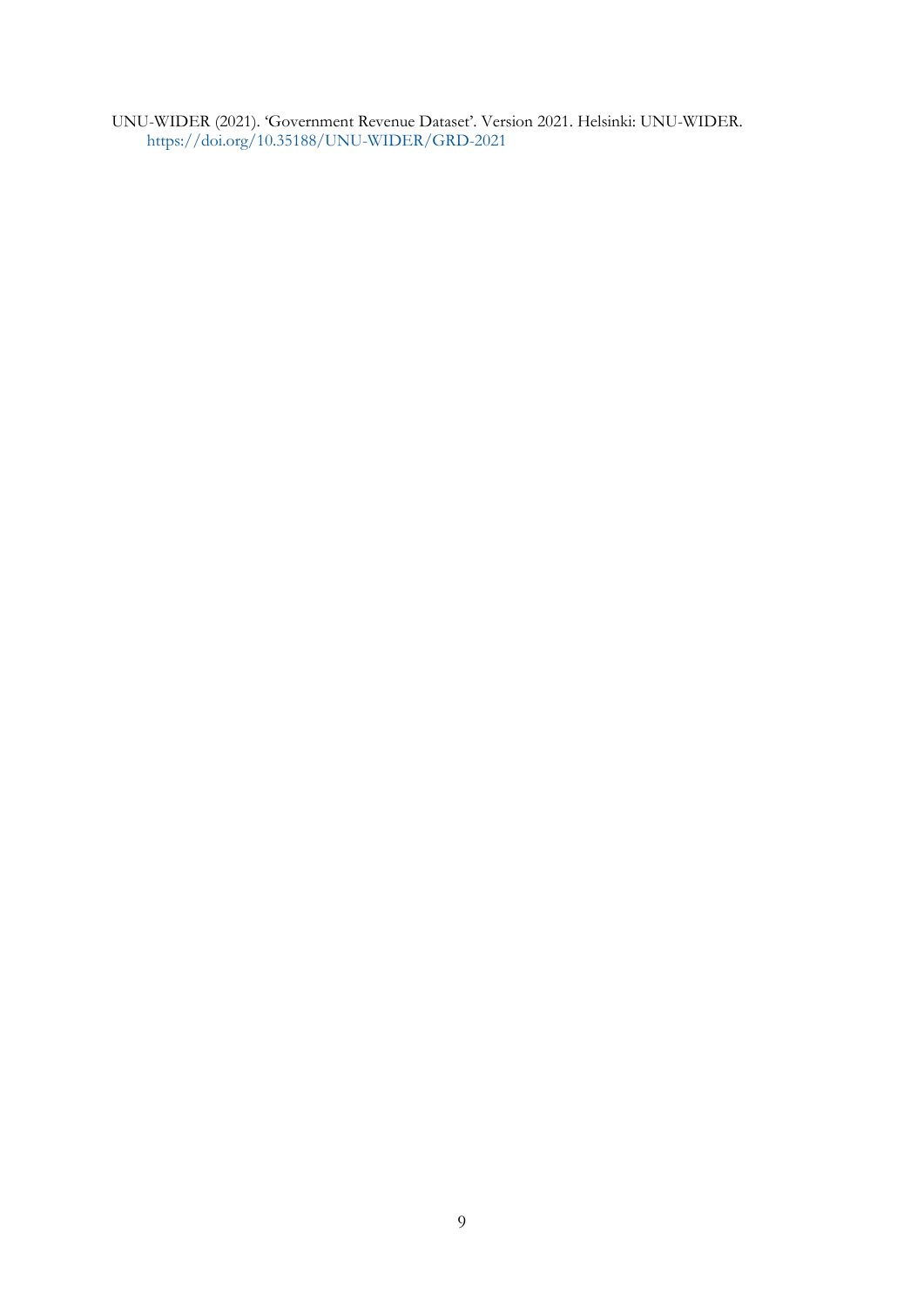UNU-WIDER (2021). 'Government Revenue Dataset'. Version 2021. Helsinki: UNU-WIDER. https://doi.org/10.35188/UNU-WIDER/GRD-2021